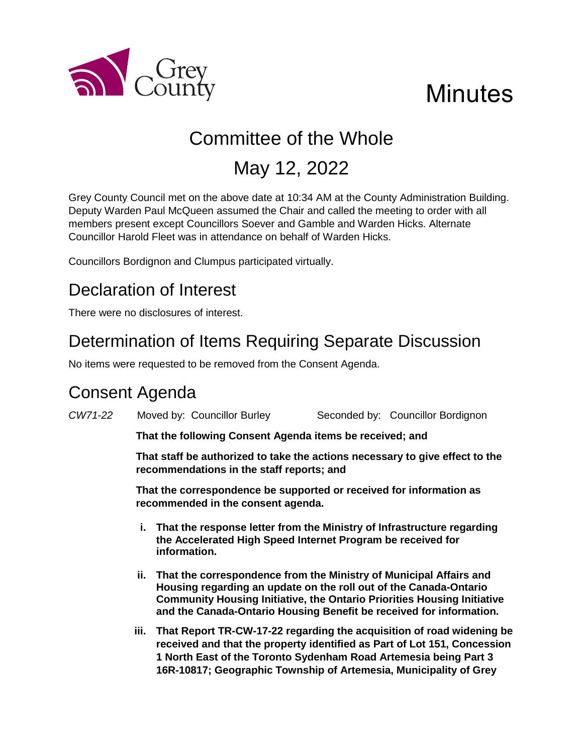Grey County

# Minutes

## Committee of the Whole

## May 12, 2022

Grey County Council met on the above date at 10:34 AM at the County Administration Building. Deputy Warden Paul McQueen assumed the Chair and called the meeting to order with all members present except Councillors Soever and Gamble and Warden Hicks. Alternate Councillor Harold Fleet was in attendance on behalf of Warden Hicks.

Councillors Bordignon and Clumpus participated virtually.

## Declaration of Interest

There were no disclosures of interest.

## Determination of Items Requiring Separate Discussion

No items were requested to be removed from the Consent Agenda.

## Consent Agenda

*CW71-22* Moved by: Councillor Burley Seconded by: Councillor Bordignon

**That the following Consent Agenda items be received; and**

**That staff be authorized to take the actions necessary to give effect to the recommendations in the staff reports; and**

**That the correspondence be supported or received for information as recommended in the consent agenda.**

i. **That the response letter from the Ministry of Infrastructure regarding the Accelerated High Speed Internet Program be received for information.**

ii. **That the correspondence from the Ministry of Municipal Affairs and Housing regarding an update on the roll out of the Canada-Ontario Community Housing Initiative, the Ontario Priorities Housing Initiative and the Canada-Ontario Housing Benefit be received for information.**

iii. **That Report TR-CW-17-22 regarding the acquisition of road widening be received and that the property identified as Part of Lot 151, Concession 1 North East of the Toronto Sydenham Road Artemesia being Part 3 16R-10817; Geographic Township of Artemesia, Municipality of Grey**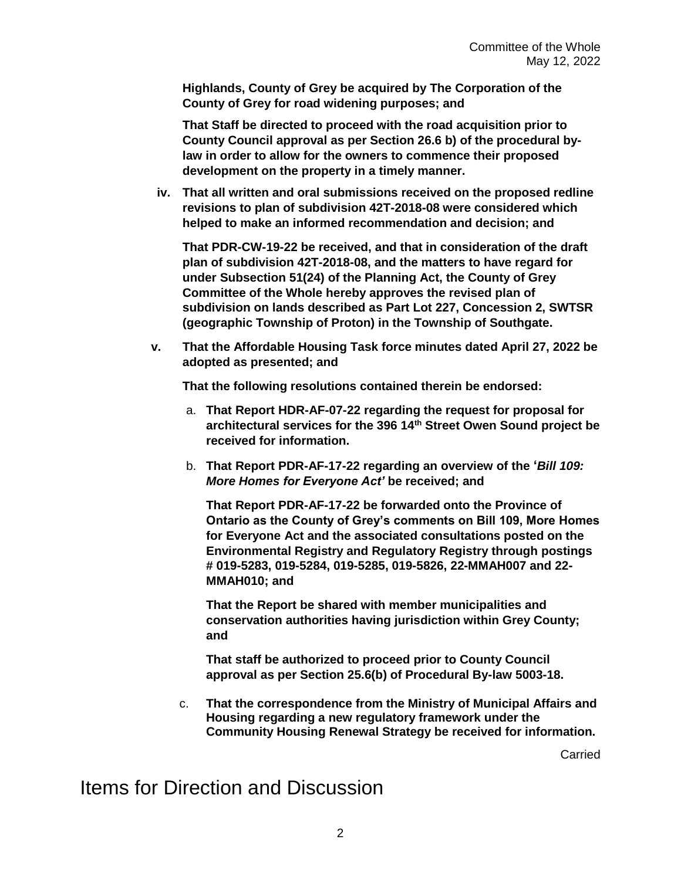**Highlands, County of Grey be acquired by The Corporation of the County of Grey for road widening purposes; and**

**That Staff be directed to proceed with the road acquisition prior to County Council approval as per Section 26.6 b) of the procedural by-law in order to allow for the owners to commence their proposed development on the property in a timely manner.**

iv. **That all written and oral submissions received on the proposed redline revisions to plan of subdivision 42T-2018-08 were considered which helped to make an informed recommendation and decision; and**

   **That PDR-CW-19-22 be received, and that in consideration of the draft plan of subdivision 42T-2018-08, and the matters to have regard for under Subsection 51(24) of the Planning Act, the County of Grey Committee of the Whole hereby approves the revised plan of subdivision on lands described as Part Lot 227, Concession 2, SWTSR (geographic Township of Proton) in the Township of Southgate.**

v. **That the Affordable Housing Task force minutes dated April 27, 2022 be adopted as presented; and**

   **That the following resolutions contained therein be endorsed:**

   a. **That Report HDR-AF-07-22 regarding the request for proposal for architectural services for the 396 14th Street Owen Sound project be received for information.**

   b. **That Report PDR-AF-17-22 regarding an overview of the '*Bill 109: More Homes for Everyone Act'* be received; and**

      **That Report PDR-AF-17-22 be forwarded onto the Province of Ontario as the County of Grey's comments on Bill 109, More Homes for Everyone Act and the associated consultations posted on the Environmental Registry and Regulatory Registry through postings # 019-5283, 019-5284, 019-5285, 019-5826, 22-MMAH007 and 22-MMAH010; and**

      **That the Report be shared with member municipalities and conservation authorities having jurisdiction within Grey County; and**

      **That staff be authorized to proceed prior to County Council approval as per Section 25.6(b) of Procedural By-law 5003-18.**

   c. **That the correspondence from the Ministry of Municipal Affairs and Housing regarding a new regulatory framework under the Community Housing Renewal Strategy be received for information.**

Carried

# Items for Direction and Discussion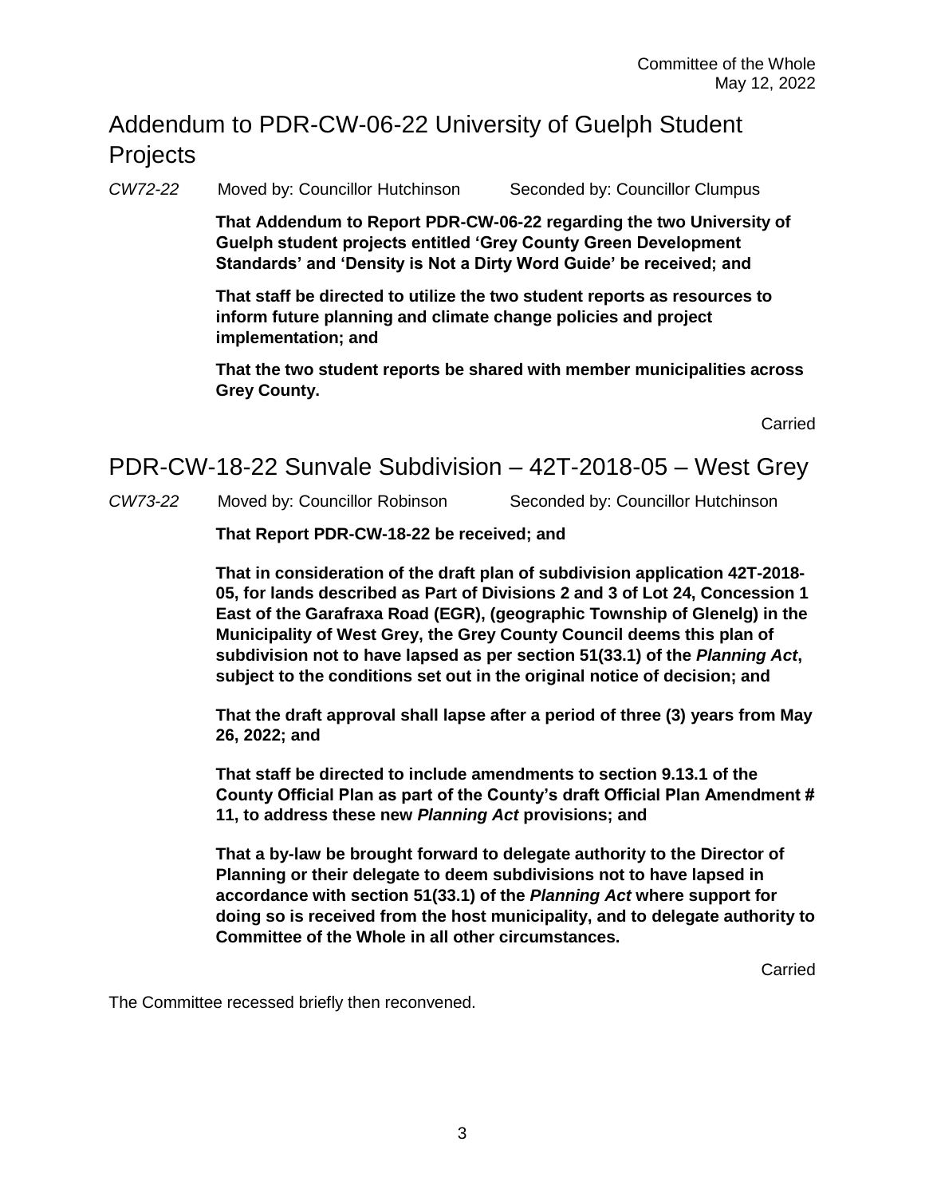## Addendum to PDR-CW-06-22 University of Guelph Student Projects

*CW72-22* Moved by: Councillor Hutchinson Seconded by: Councillor Clumpus

**That Addendum to Report PDR-CW-06-22 regarding the two University of Guelph student projects entitled 'Grey County Green Development Standards' and 'Density is Not a Dirty Word Guide' be received; and**

**That staff be directed to utilize the two student reports as resources to inform future planning and climate change policies and project implementation; and**

**That the two student reports be shared with member municipalities across Grey County.**

Carried

## PDR-CW-18-22 Sunvale Subdivision – 42T-2018-05 – West Grey

*CW73-22* Moved by: Councillor Robinson Seconded by: Councillor Hutchinson

**That Report PDR-CW-18-22 be received; and**

**That in consideration of the draft plan of subdivision application 42T-2018-05, for lands described as Part of Divisions 2 and 3 of Lot 24, Concession 1 East of the Garafraxa Road (EGR), (geographic Township of Glenelg) in the Municipality of West Grey, the Grey County Council deems this plan of subdivision not to have lapsed as per section 51(33.1) of the *Planning Act*, subject to the conditions set out in the original notice of decision; and**

**That the draft approval shall lapse after a period of three (3) years from May 26, 2022; and**

**That staff be directed to include amendments to section 9.13.1 of the County Official Plan as part of the County's draft Official Plan Amendment # 11, to address these new *Planning Act* provisions; and**

**That a by-law be brought forward to delegate authority to the Director of Planning or their delegate to deem subdivisions not to have lapsed in accordance with section 51(33.1) of the *Planning Act* where support for doing so is received from the host municipality, and to delegate authority to Committee of the Whole in all other circumstances.**

Carried

The Committee recessed briefly then reconvened.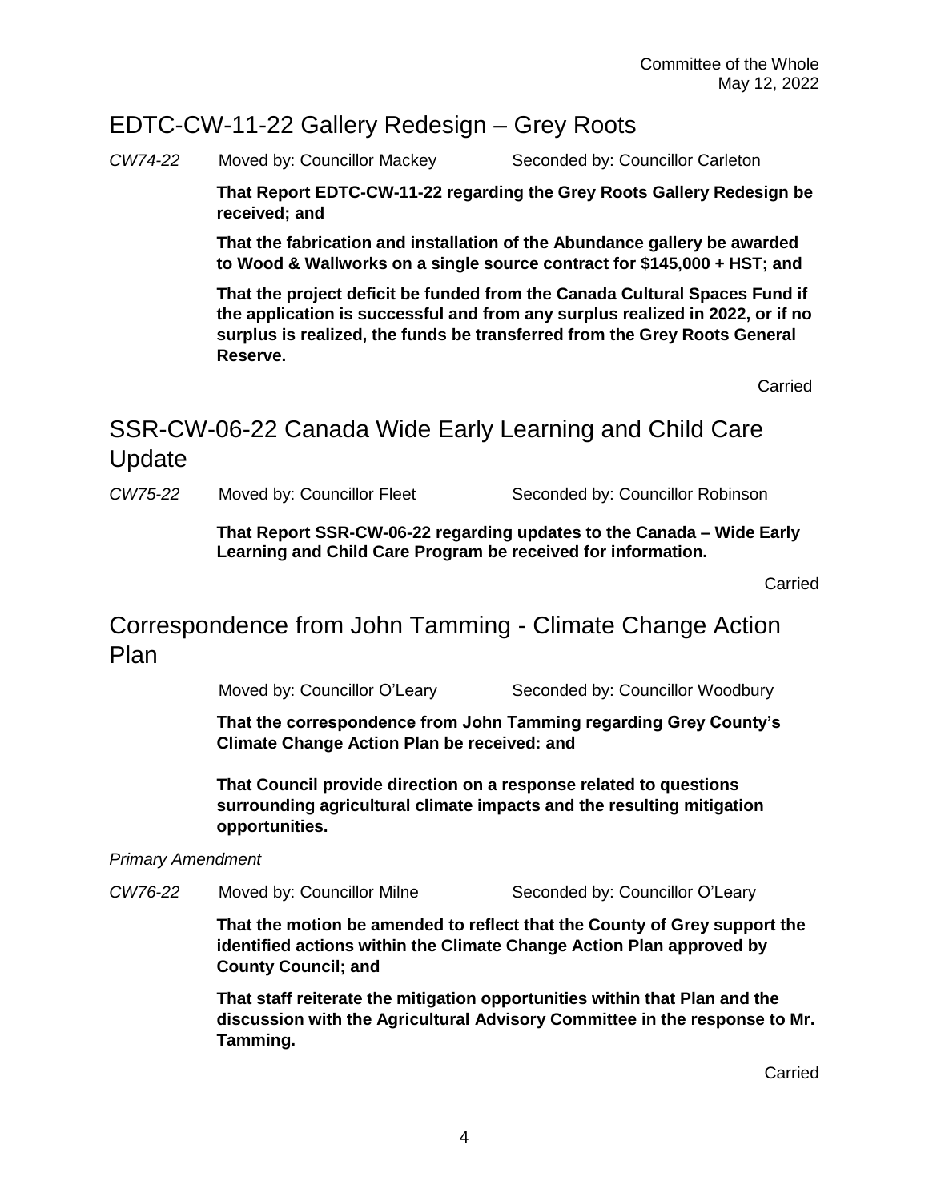## EDTC-CW-11-22 Gallery Redesign – Grey Roots

*CW74-22* Moved by: Councillor Mackey Seconded by: Councillor Carleton

**That Report EDTC-CW-11-22 regarding the Grey Roots Gallery Redesign be received; and**

**That the fabrication and installation of the Abundance gallery be awarded to Wood & Wallworks on a single source contract for $145,000 + HST; and**

**That the project deficit be funded from the Canada Cultural Spaces Fund if the application is successful and from any surplus realized in 2022, or if no surplus is realized, the funds be transferred from the Grey Roots General Reserve.**

Carried

## SSR-CW-06-22 Canada Wide Early Learning and Child Care Update

*CW75-22* Moved by: Councillor Fleet Seconded by: Councillor Robinson

**That Report SSR-CW-06-22 regarding updates to the Canada – Wide Early Learning and Child Care Program be received for information.**

Carried

## Correspondence from John Tamming - Climate Change Action Plan

Moved by: Councillor O'Leary Seconded by: Councillor Woodbury

**That the correspondence from John Tamming regarding Grey County's Climate Change Action Plan be received: and**

**That Council provide direction on a response related to questions surrounding agricultural climate impacts and the resulting mitigation opportunities.**

*Primary Amendment*

*CW76-22* Moved by: Councillor Milne Seconded by: Councillor O'Leary

**That the motion be amended to reflect that the County of Grey support the identified actions within the Climate Change Action Plan approved by County Council; and**

**That staff reiterate the mitigation opportunities within that Plan and the discussion with the Agricultural Advisory Committee in the response to Mr. Tamming.**

Carried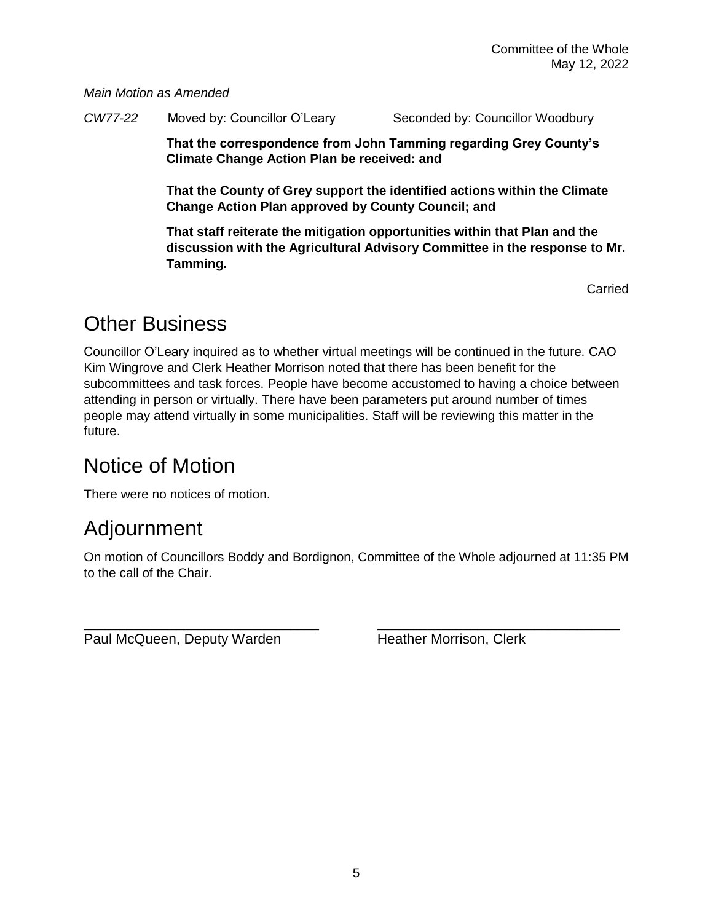*Main Motion as Amended*

*CW77-22* Moved by: Councillor O'Leary Seconded by: Councillor Woodbury

**That the correspondence from John Tamming regarding Grey County's Climate Change Action Plan be received: and**

**That the County of Grey support the identified actions within the Climate Change Action Plan approved by County Council; and**

**That staff reiterate the mitigation opportunities within that Plan and the discussion with the Agricultural Advisory Committee in the response to Mr. Tamming.**

Carried

# Other Business

Councillor O'Leary inquired as to whether virtual meetings will be continued in the future. CAO Kim Wingrove and Clerk Heather Morrison noted that there has been benefit for the subcommittees and task forces. People have become accustomed to having a choice between attending in person or virtually. There have been parameters put around number of times people may attend virtually in some municipalities. Staff will be reviewing this matter in the future.

# Notice of Motion

There were no notices of motion.

# Adjournment

On motion of Councillors Boddy and Bordignon, Committee of the Whole adjourned at 11:35 PM to the call of the Chair.

\_\_\_\_\_\_\_\_\_\_\_\_\_\_\_\_\_\_\_\_\_\_\_\_\_\_\_\_\_\_\_ \_\_\_\_\_\_\_\_\_\_\_\_\_\_\_\_\_\_\_\_\_\_\_\_\_\_\_\_\_\_\_

Paul McQueen, Deputy Warden Heather Morrison, Clerk